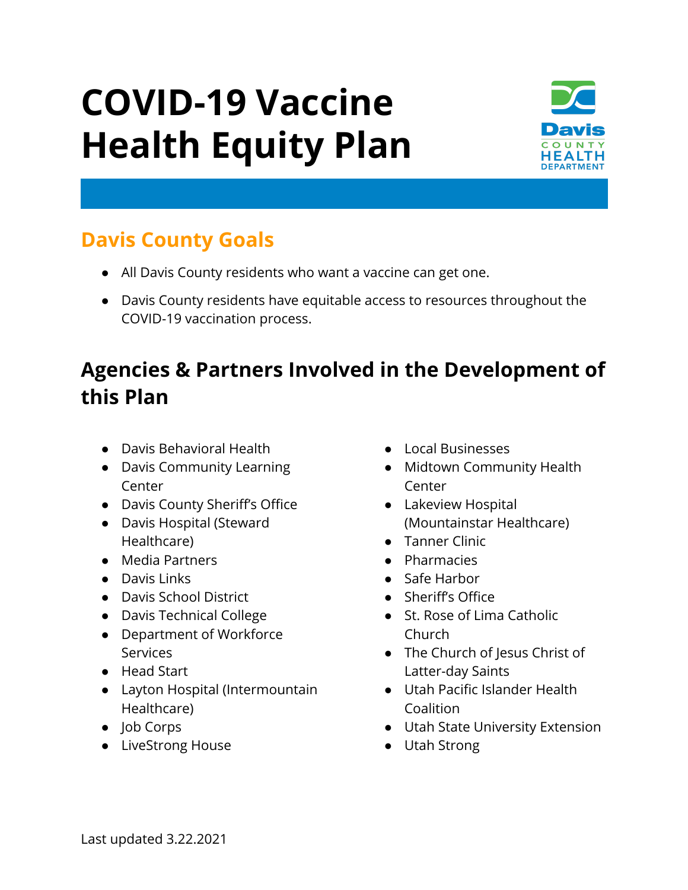# COVID-19 Vaccine Health Equity Plan

## Davis County Goals

- All Davis County residents who want a vaccine can get one.
- Davis County residents have equitable access to resources throughout the COVID-19 vaccination process.

## Agencies & Partners Involved in the Development of this Plan

- Davis Behavioral Health
- Davis Community Learning Center
- Davis County Sheriff's Office
- Davis Hospital (Steward Healthcare)
- Media Partners
- Davis Links
- Davis School District
- Davis Technical College
- Department of Workforce Services
- Head Start
- Layton Hospital (Intermountain Healthcare)
- Job Corps
- LiveStrong House
- Local Businesses
- Midtown Community Health Center
- Lakeview Hospital (Mountainstar Healthcare)
- Tanner Clinic
- Pharmacies
- Safe Harbor
- Sheriff's Office
- St. Rose of Lima Catholic Church
- The Church of Jesus Christ of Latter-day Saints
- Utah Pacific Islander Health Coalition
- Utah State University Extension
- Utah Strong

Last updated 3.22.2021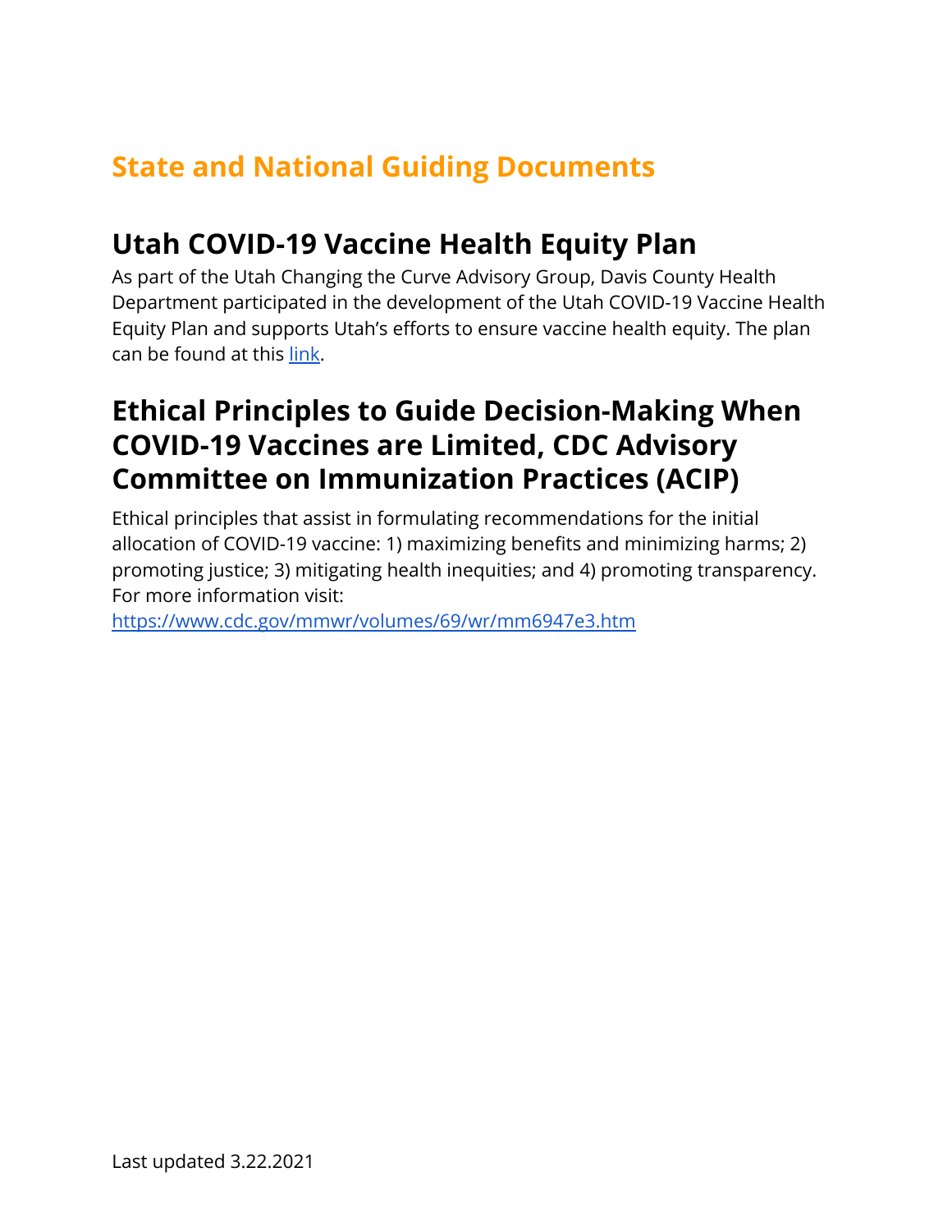# State and National Guiding Documents

## Utah COVID-19 Vaccine Health Equity Plan

As part of the Utah Changing the Curve Advisory Group, Davis County Health Department participated in the development of the Utah COVID-19 Vaccine Health Equity Plan and supports Utah's efforts to ensure vaccine health equity. The plan can be found at this link.

## Ethical Principles to Guide Decision-Making When COVID-19 Vaccines are Limited, CDC Advisory Committee on Immunization Practices (ACIP)

Ethical principles that assist in formulating recommendations for the initial allocation of COVID-19 vaccine: 1) maximizing benefits and minimizing harms; 2) promoting justice; 3) mitigating health inequities; and 4) promoting transparency. For more information visit:
https://www.cdc.gov/mmwr/volumes/69/wr/mm6947e3.htm

Last updated 3.22.2021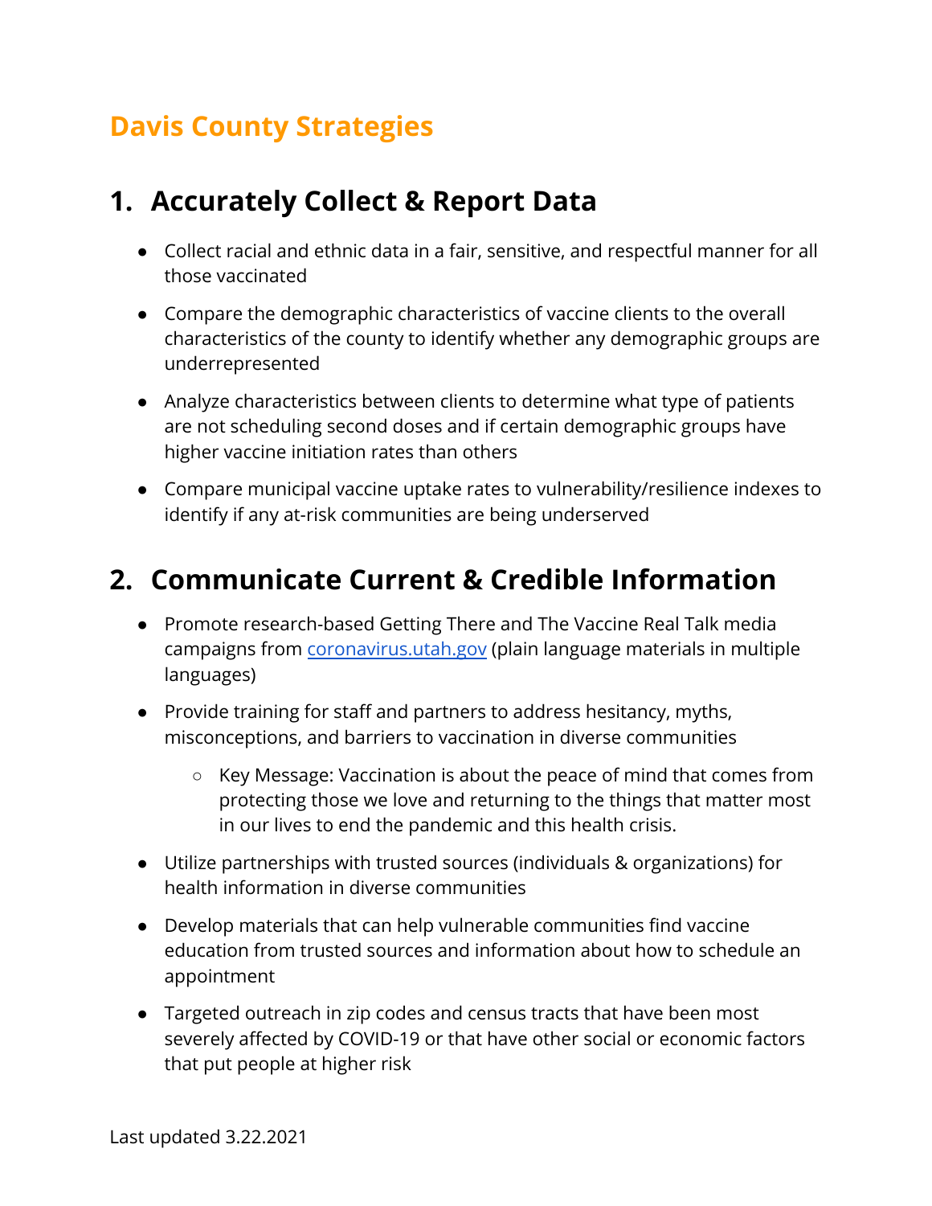# Davis County Strategies

## 1. Accurately Collect & Report Data

- Collect racial and ethnic data in a fair, sensitive, and respectful manner for all those vaccinated
- Compare the demographic characteristics of vaccine clients to the overall characteristics of the county to identify whether any demographic groups are underrepresented
- Analyze characteristics between clients to determine what type of patients are not scheduling second doses and if certain demographic groups have higher vaccine initiation rates than others
- Compare municipal vaccine uptake rates to vulnerability/resilience indexes to identify if any at-risk communities are being underserved

## 2. Communicate Current & Credible Information

- Promote research-based Getting There and The Vaccine Real Talk media campaigns from [coronavirus.utah.gov](https://coronavirus.utah.gov) (plain language materials in multiple languages)
- Provide training for staff and partners to address hesitancy, myths, misconceptions, and barriers to vaccination in diverse communities
  - Key Message: Vaccination is about the peace of mind that comes from protecting those we love and returning to the things that matter most in our lives to end the pandemic and this health crisis.
- Utilize partnerships with trusted sources (individuals & organizations) for health information in diverse communities
- Develop materials that can help vulnerable communities find vaccine education from trusted sources and information about how to schedule an appointment
- Targeted outreach in zip codes and census tracts that have been most severely affected by COVID-19 or that have other social or economic factors that put people at higher risk

Last updated 3.22.2021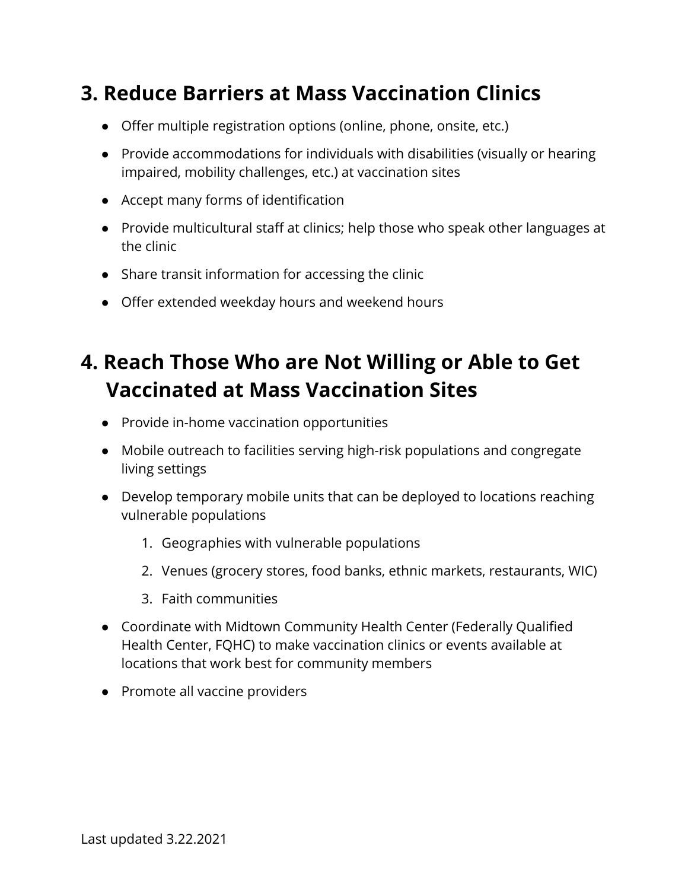## 3. Reduce Barriers at Mass Vaccination Clinics

- Offer multiple registration options (online, phone, onsite, etc.)
- Provide accommodations for individuals with disabilities (visually or hearing impaired, mobility challenges, etc.) at vaccination sites
- Accept many forms of identification
- Provide multicultural staff at clinics; help those who speak other languages at the clinic
- Share transit information for accessing the clinic
- Offer extended weekday hours and weekend hours

## 4. Reach Those Who are Not Willing or Able to Get Vaccinated at Mass Vaccination Sites

- Provide in-home vaccination opportunities
- Mobile outreach to facilities serving high-risk populations and congregate living settings
- Develop temporary mobile units that can be deployed to locations reaching vulnerable populations
    1. Geographies with vulnerable populations
    2. Venues (grocery stores, food banks, ethnic markets, restaurants, WIC)
    3. Faith communities
- Coordinate with Midtown Community Health Center (Federally Qualified Health Center, FQHC) to make vaccination clinics or events available at locations that work best for community members
- Promote all vaccine providers

Last updated 3.22.2021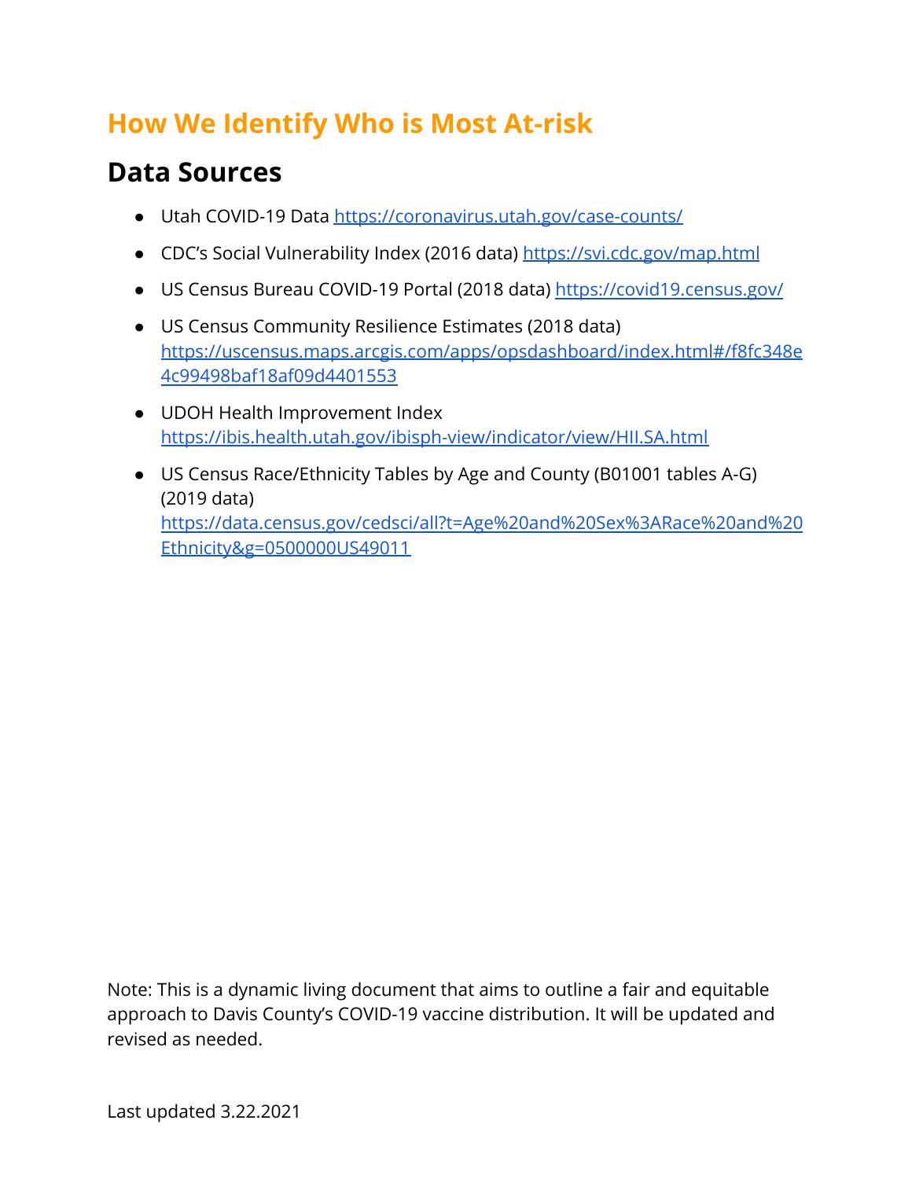# How We Identify Who is Most At-risk

## Data Sources

- Utah COVID-19 Data https://coronavirus.utah.gov/case-counts/
- CDC's Social Vulnerability Index (2016 data) https://svi.cdc.gov/map.html
- US Census Bureau COVID-19 Portal (2018 data) https://covid19.census.gov/
- US Census Community Resilience Estimates (2018 data) https://uscensus.maps.arcgis.com/apps/opsdashboard/index.html#/f8fc348e4c99498baf18af09d4401553
- UDOH Health Improvement Index https://ibis.health.utah.gov/ibisph-view/indicator/view/HII.SA.html
- US Census Race/Ethnicity Tables by Age and County (B01001 tables A-G) (2019 data) https://data.census.gov/cedsci/all?t=Age%20and%20Sex%3ARace%20and%20Ethnicity&g=0500000US49011

Note: This is a dynamic living document that aims to outline a fair and equitable approach to Davis County's COVID-19 vaccine distribution. It will be updated and revised as needed.

Last updated 3.22.2021